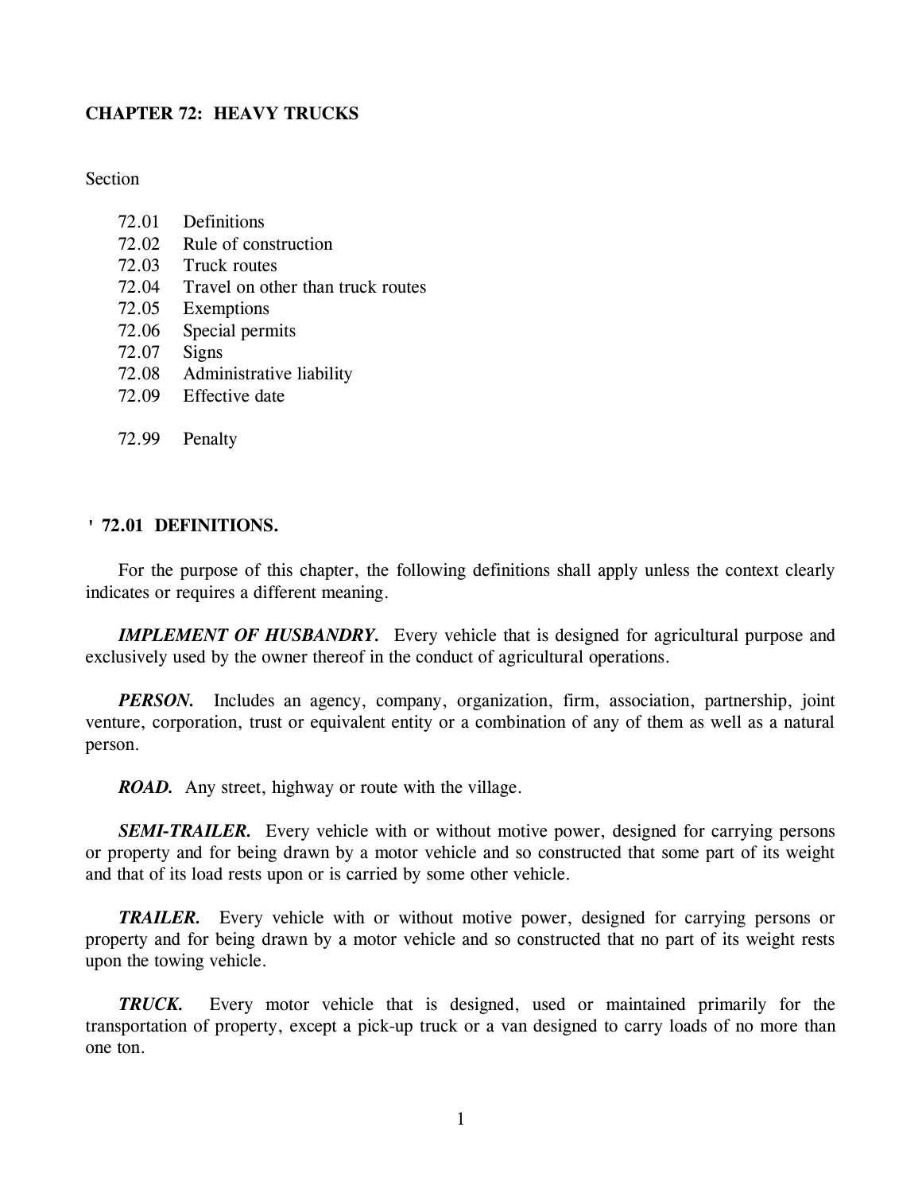# CHAPTER 72: HEAVY TRUCKS

Section

- 72.01 Definitions
- 72.02 Rule of construction
- 72.03 Truck routes
- 72.04 Travel on other than truck routes
- 72.05 Exemptions
- 72.06 Special permits
- 72.07 Signs
- 72.08 Administrative liability
- 72.09 Effective date

- 72.99 Penalty

## ' 72.01 DEFINITIONS.

For the purpose of this chapter, the following definitions shall apply unless the context clearly indicates or requires a different meaning.

***IMPLEMENT OF HUSBANDRY.*** Every vehicle that is designed for agricultural purpose and exclusively used by the owner thereof in the conduct of agricultural operations.

***PERSON.*** Includes an agency, company, organization, firm, association, partnership, joint venture, corporation, trust or equivalent entity or a combination of any of them as well as a natural person.

***ROAD.*** Any street, highway or route with the village.

***SEMI-TRAILER.*** Every vehicle with or without motive power, designed for carrying persons or property and for being drawn by a motor vehicle and so constructed that some part of its weight and that of its load rests upon or is carried by some other vehicle.

***TRAILER.*** Every vehicle with or without motive power, designed for carrying persons or property and for being drawn by a motor vehicle and so constructed that no part of its weight rests upon the towing vehicle.

***TRUCK.*** Every motor vehicle that is designed, used or maintained primarily for the transportation of property, except a pick-up truck or a van designed to carry loads of no more than one ton.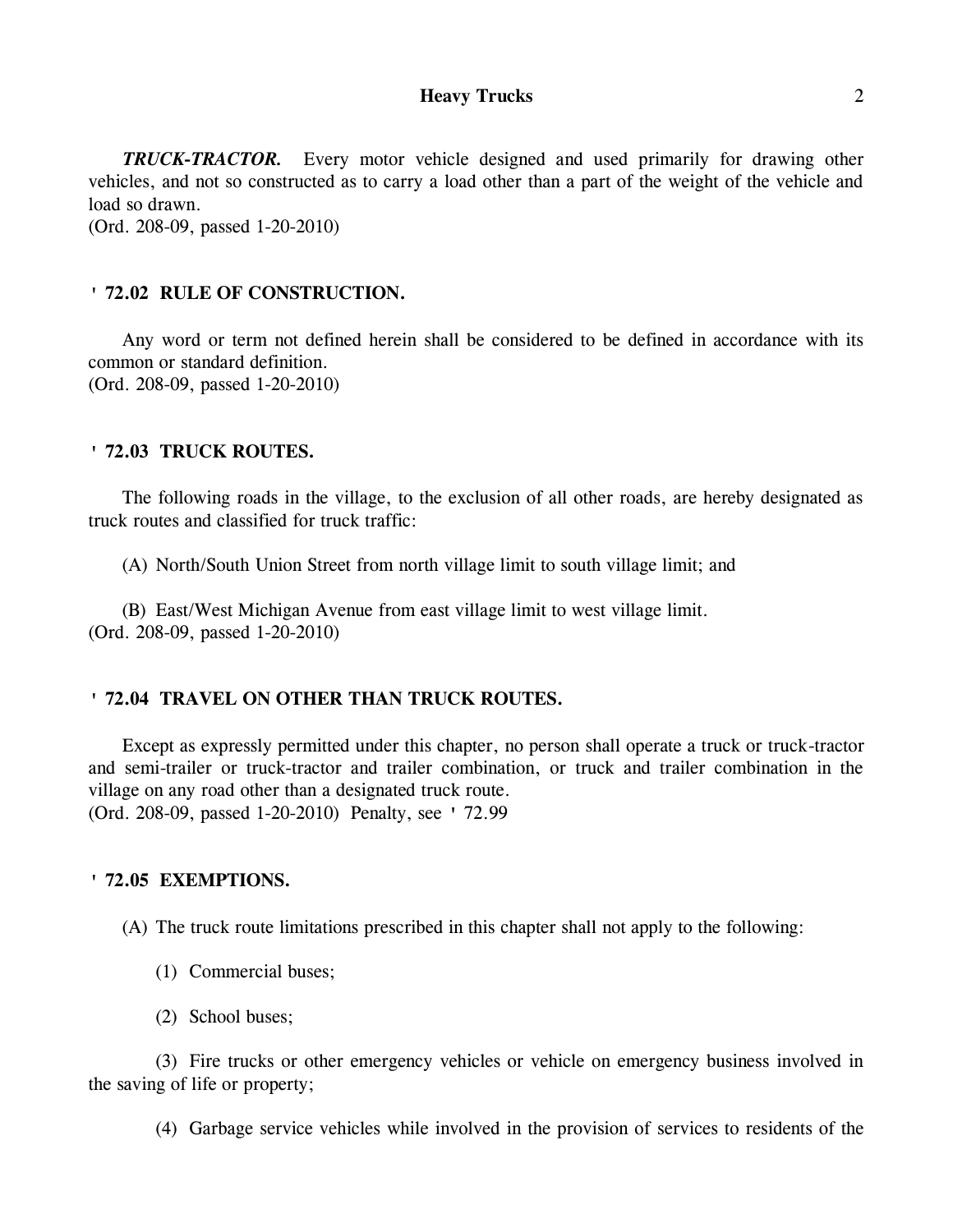***TRUCK-TRACTOR.*** Every motor vehicle designed and used primarily for drawing other vehicles, and not so constructed as to carry a load other than a part of the weight of the vehicle and load so drawn.
(Ord. 208-09, passed 1-20-2010)

## ' 72.02 RULE OF CONSTRUCTION.

Any word or term not defined herein shall be considered to be defined in accordance with its common or standard definition.
(Ord. 208-09, passed 1-20-2010)

## ' 72.03 TRUCK ROUTES.

The following roads in the village, to the exclusion of all other roads, are hereby designated as truck routes and classified for truck traffic:

(A) North/South Union Street from north village limit to south village limit; and

(B) East/West Michigan Avenue from east village limit to west village limit.
(Ord. 208-09, passed 1-20-2010)

## ' 72.04 TRAVEL ON OTHER THAN TRUCK ROUTES.

Except as expressly permitted under this chapter, no person shall operate a truck or truck-tractor and semi-trailer or truck-tractor and trailer combination, or truck and trailer combination in the village on any road other than a designated truck route.
(Ord. 208-09, passed 1-20-2010) Penalty, see ' 72.99

## ' 72.05 EXEMPTIONS.

(A) The truck route limitations prescribed in this chapter shall not apply to the following:

(1) Commercial buses;

(2) School buses;

(3) Fire trucks or other emergency vehicles or vehicle on emergency business involved in the saving of life or property;

(4) Garbage service vehicles while involved in the provision of services to residents of the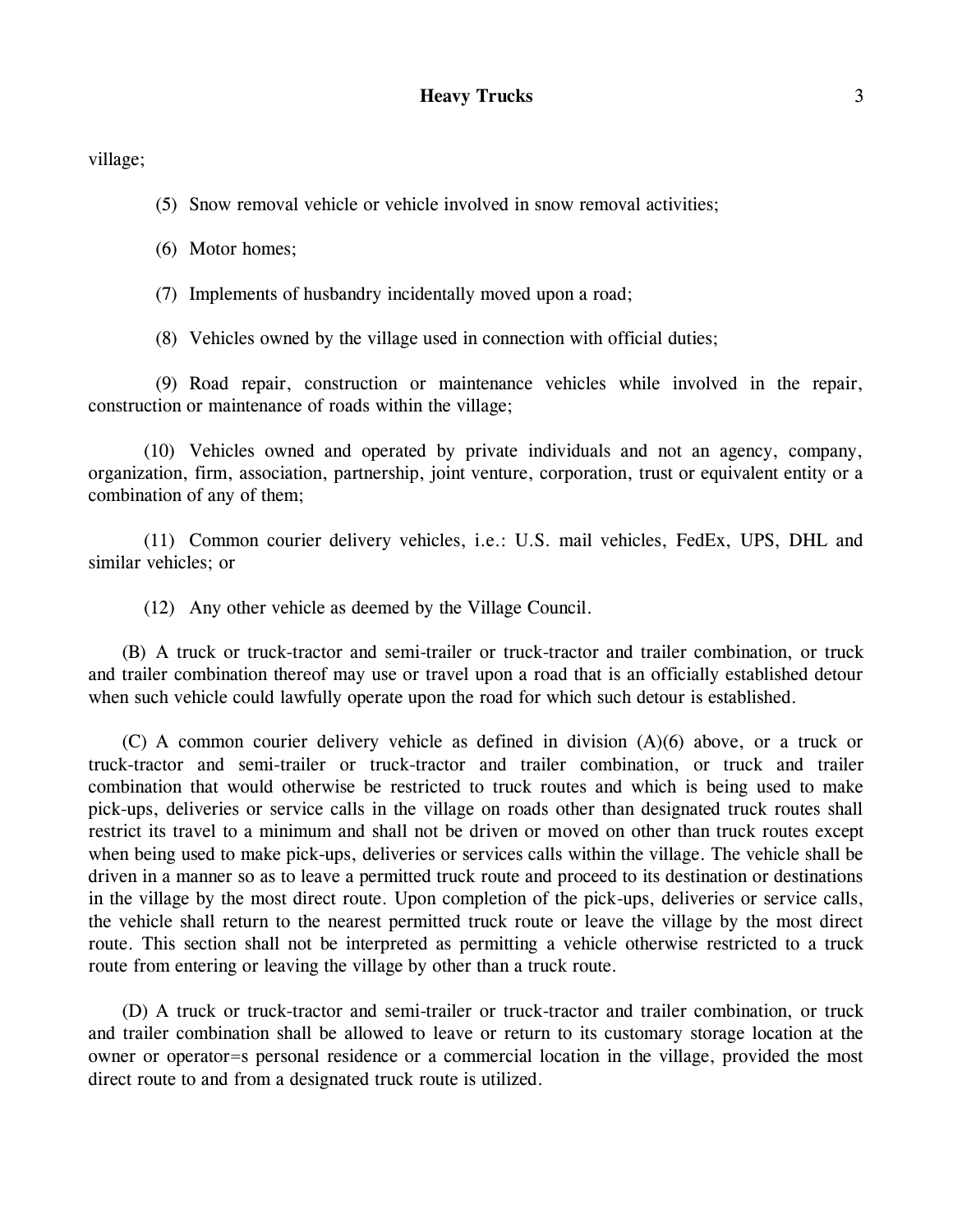village;

(5) Snow removal vehicle or vehicle involved in snow removal activities;

(6) Motor homes;

(7) Implements of husbandry incidentally moved upon a road;

(8) Vehicles owned by the village used in connection with official duties;

(9) Road repair, construction or maintenance vehicles while involved in the repair, construction or maintenance of roads within the village;

(10) Vehicles owned and operated by private individuals and not an agency, company, organization, firm, association, partnership, joint venture, corporation, trust or equivalent entity or a combination of any of them;

(11) Common courier delivery vehicles, i.e.: U.S. mail vehicles, FedEx, UPS, DHL and similar vehicles; or

(12) Any other vehicle as deemed by the Village Council.

(B) A truck or truck-tractor and semi-trailer or truck-tractor and trailer combination, or truck and trailer combination thereof may use or travel upon a road that is an officially established detour when such vehicle could lawfully operate upon the road for which such detour is established.

(C) A common courier delivery vehicle as defined in division (A)(6) above, or a truck or truck-tractor and semi-trailer or truck-tractor and trailer combination, or truck and trailer combination that would otherwise be restricted to truck routes and which is being used to make pick-ups, deliveries or service calls in the village on roads other than designated truck routes shall restrict its travel to a minimum and shall not be driven or moved on other than truck routes except when being used to make pick-ups, deliveries or services calls within the village. The vehicle shall be driven in a manner so as to leave a permitted truck route and proceed to its destination or destinations in the village by the most direct route. Upon completion of the pick-ups, deliveries or service calls, the vehicle shall return to the nearest permitted truck route or leave the village by the most direct route. This section shall not be interpreted as permitting a vehicle otherwise restricted to a truck route from entering or leaving the village by other than a truck route.

(D) A truck or truck-tractor and semi-trailer or truck-tractor and trailer combination, or truck and trailer combination shall be allowed to leave or return to its customary storage location at the owner or operator=s personal residence or a commercial location in the village, provided the most direct route to and from a designated truck route is utilized.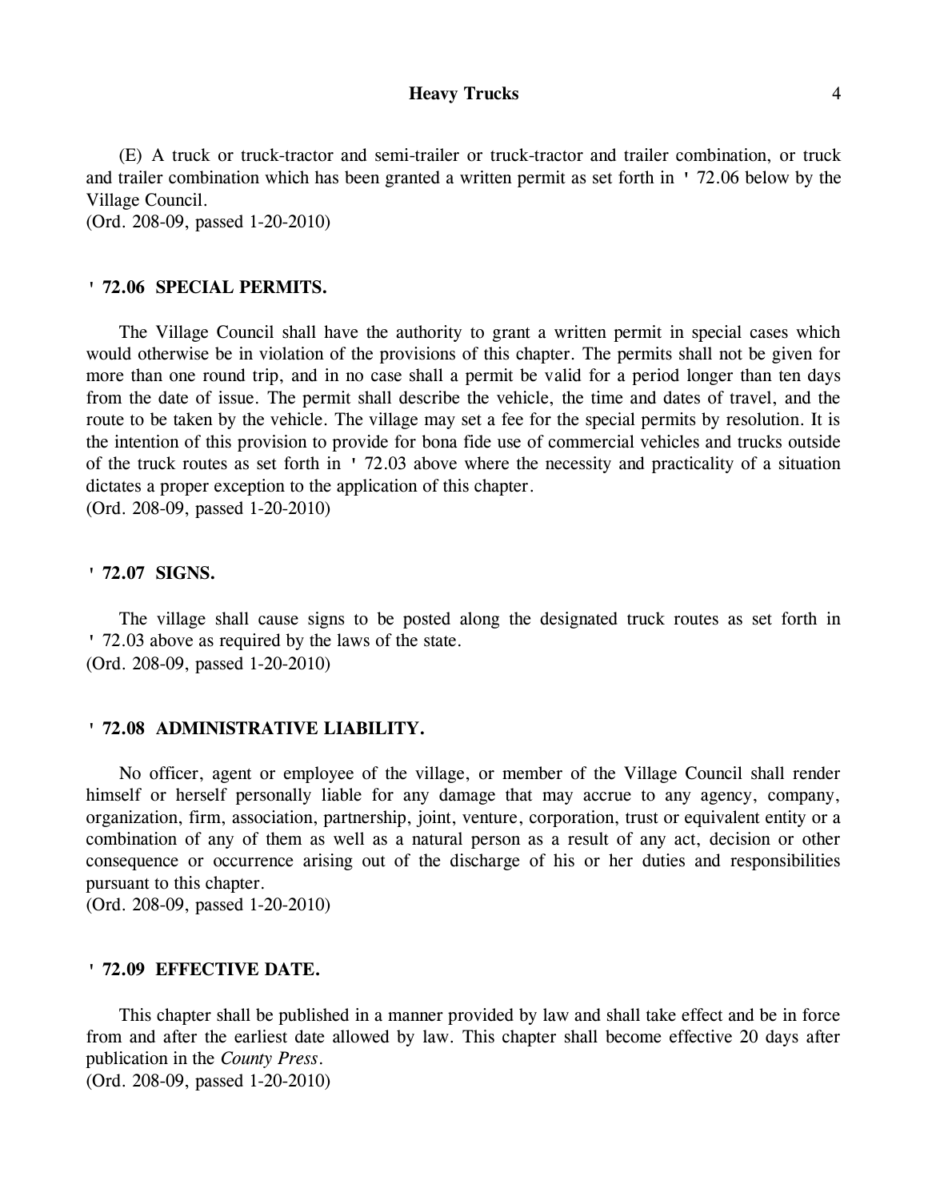(E) A truck or truck-tractor and semi-trailer or truck-tractor and trailer combination, or truck and trailer combination which has been granted a written permit as set forth in ' 72.06 below by the Village Council.
(Ord. 208-09, passed 1-20-2010)

## ' 72.06 SPECIAL PERMITS.

The Village Council shall have the authority to grant a written permit in special cases which would otherwise be in violation of the provisions of this chapter. The permits shall not be given for more than one round trip, and in no case shall a permit be valid for a period longer than ten days from the date of issue. The permit shall describe the vehicle, the time and dates of travel, and the route to be taken by the vehicle. The village may set a fee for the special permits by resolution. It is the intention of this provision to provide for bona fide use of commercial vehicles and trucks outside of the truck routes as set forth in ' 72.03 above where the necessity and practicality of a situation dictates a proper exception to the application of this chapter.
(Ord. 208-09, passed 1-20-2010)

## ' 72.07 SIGNS.

The village shall cause signs to be posted along the designated truck routes as set forth in ' 72.03 above as required by the laws of the state.
(Ord. 208-09, passed 1-20-2010)

## ' 72.08 ADMINISTRATIVE LIABILITY.

No officer, agent or employee of the village, or member of the Village Council shall render himself or herself personally liable for any damage that may accrue to any agency, company, organization, firm, association, partnership, joint, venture, corporation, trust or equivalent entity or a combination of any of them as well as a natural person as a result of any act, decision or other consequence or occurrence arising out of the discharge of his or her duties and responsibilities pursuant to this chapter.
(Ord. 208-09, passed 1-20-2010)

## ' 72.09 EFFECTIVE DATE.

This chapter shall be published in a manner provided by law and shall take effect and be in force from and after the earliest date allowed by law. This chapter shall become effective 20 days after publication in the *County Press*.
(Ord. 208-09, passed 1-20-2010)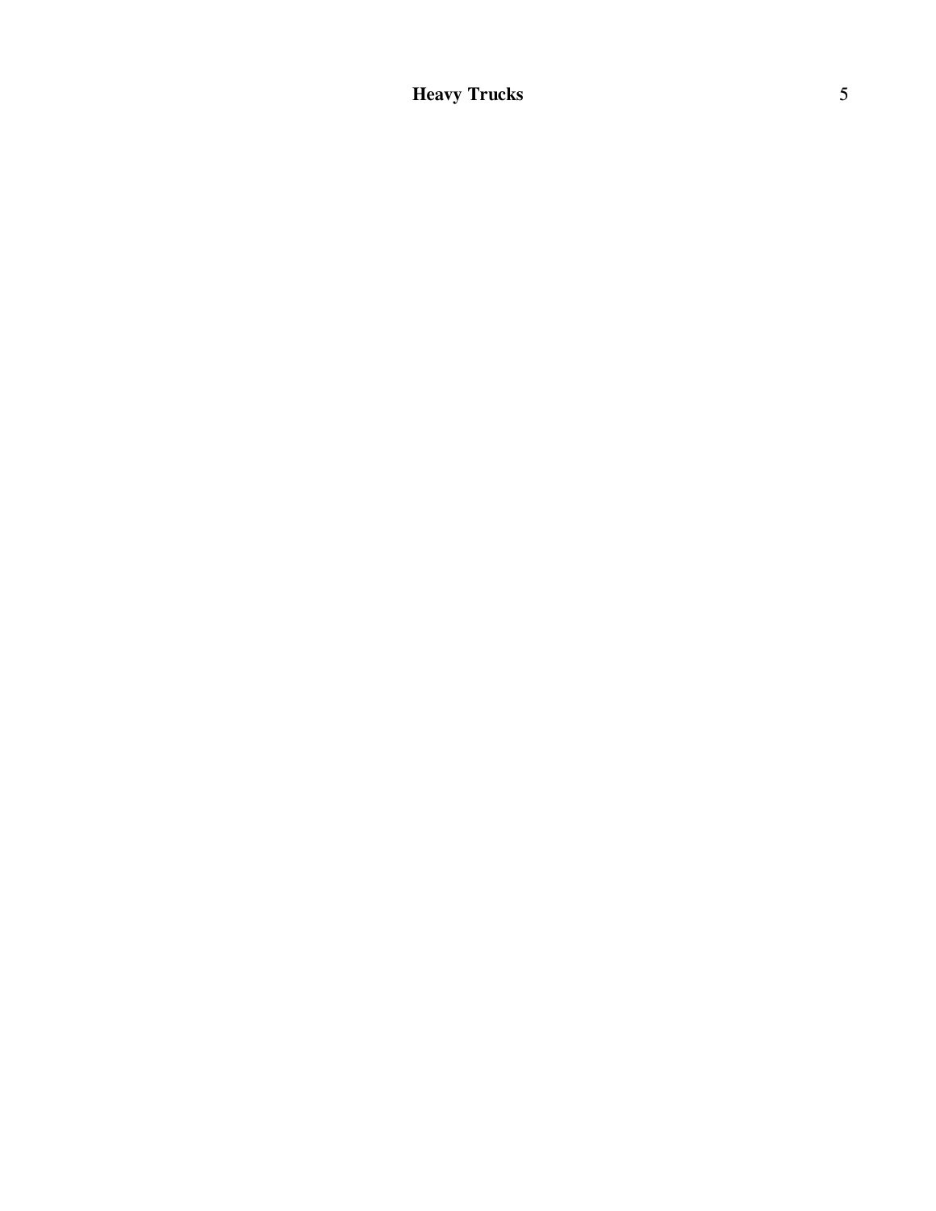# Heavy Trucks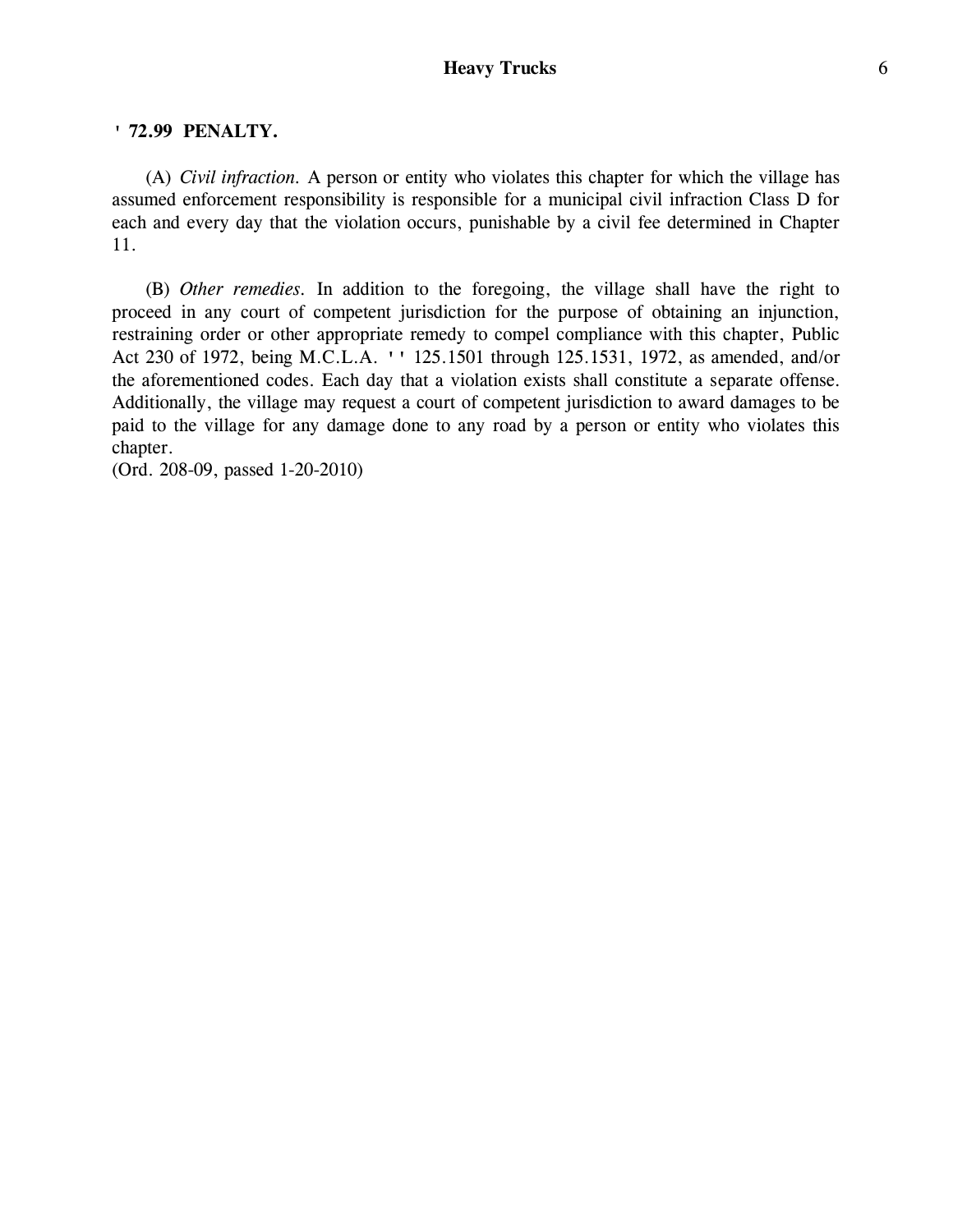## ' 72.99 PENALTY.

(A) *Civil infraction.* A person or entity who violates this chapter for which the village has assumed enforcement responsibility is responsible for a municipal civil infraction Class D for each and every day that the violation occurs, punishable by a civil fee determined in Chapter 11.

(B) *Other remedies.* In addition to the foregoing, the village shall have the right to proceed in any court of competent jurisdiction for the purpose of obtaining an injunction, restraining order or other appropriate remedy to compel compliance with this chapter, Public Act 230 of 1972, being M.C.L.A. '' 125.1501 through 125.1531, 1972, as amended, and/or the aforementioned codes. Each day that a violation exists shall constitute a separate offense. Additionally, the village may request a court of competent jurisdiction to award damages to be paid to the village for any damage done to any road by a person or entity who violates this chapter.

(Ord. 208-09, passed 1-20-2010)